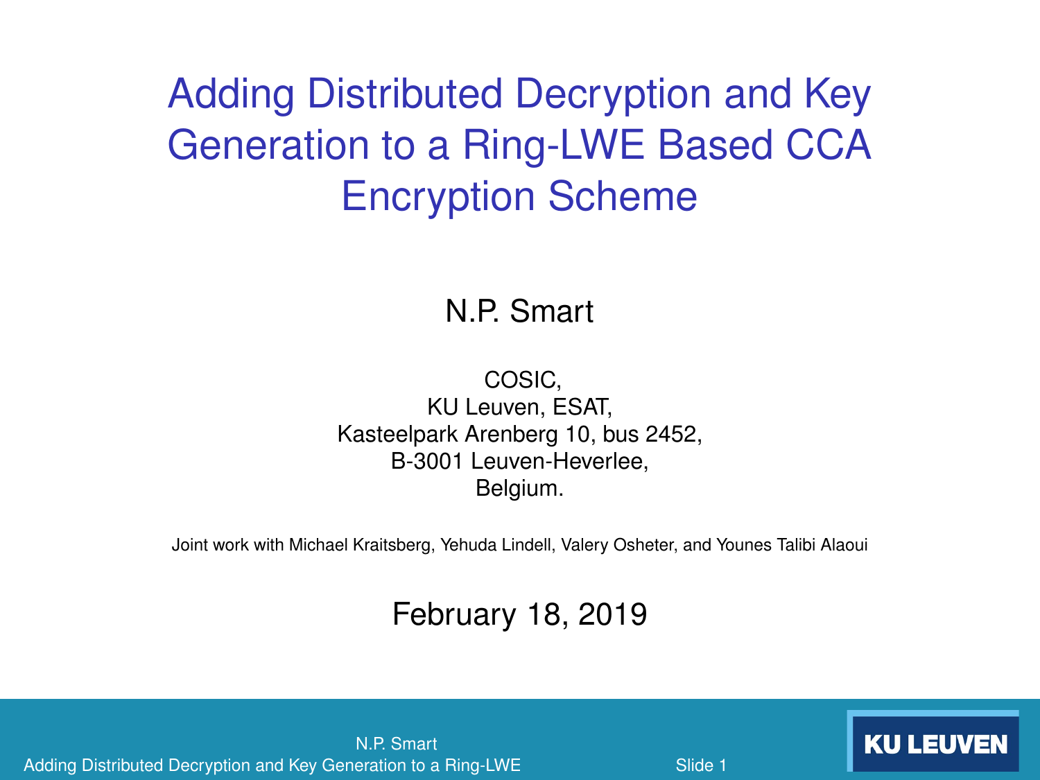# Adding Distributed Decryption and Key Generation to a Ring-LWE Based CCA Encryption Scheme

N.P. Smart

COSIC,
KU Leuven, ESAT,
Kasteelpark Arenberg 10, bus 2452,
B-3001 Leuven-Heverlee,
Belgium.

Joint work with Michael Kraitsberg, Yehuda Lindell, Valery Osheter, and Younes Talibi Alaoui

February 18, 2019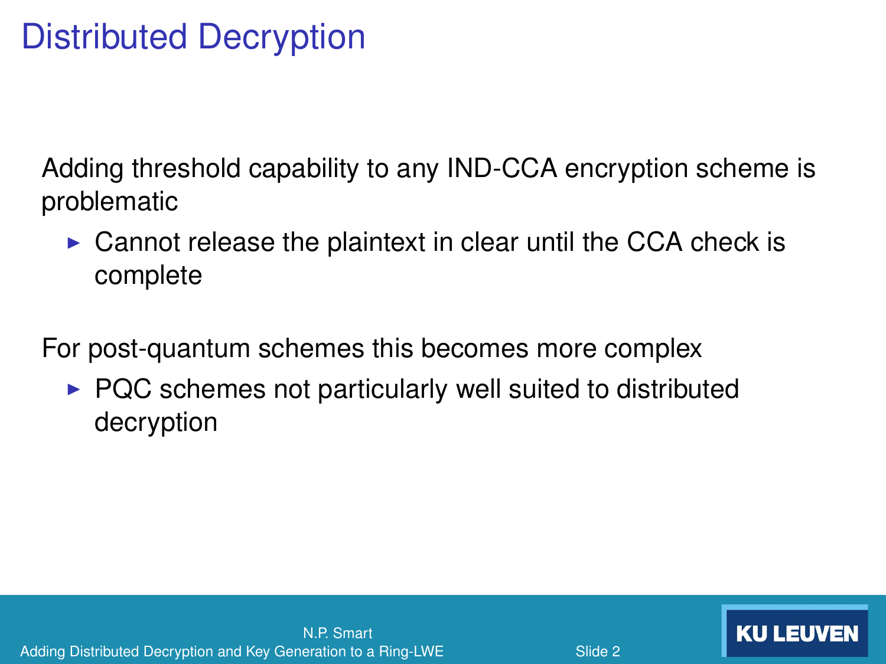# Distributed Decryption

Adding threshold capability to any IND-CCA encryption scheme is problematic

- Cannot release the plaintext in clear until the CCA check is complete

For post-quantum schemes this becomes more complex

- PQC schemes not particularly well suited to distributed decryption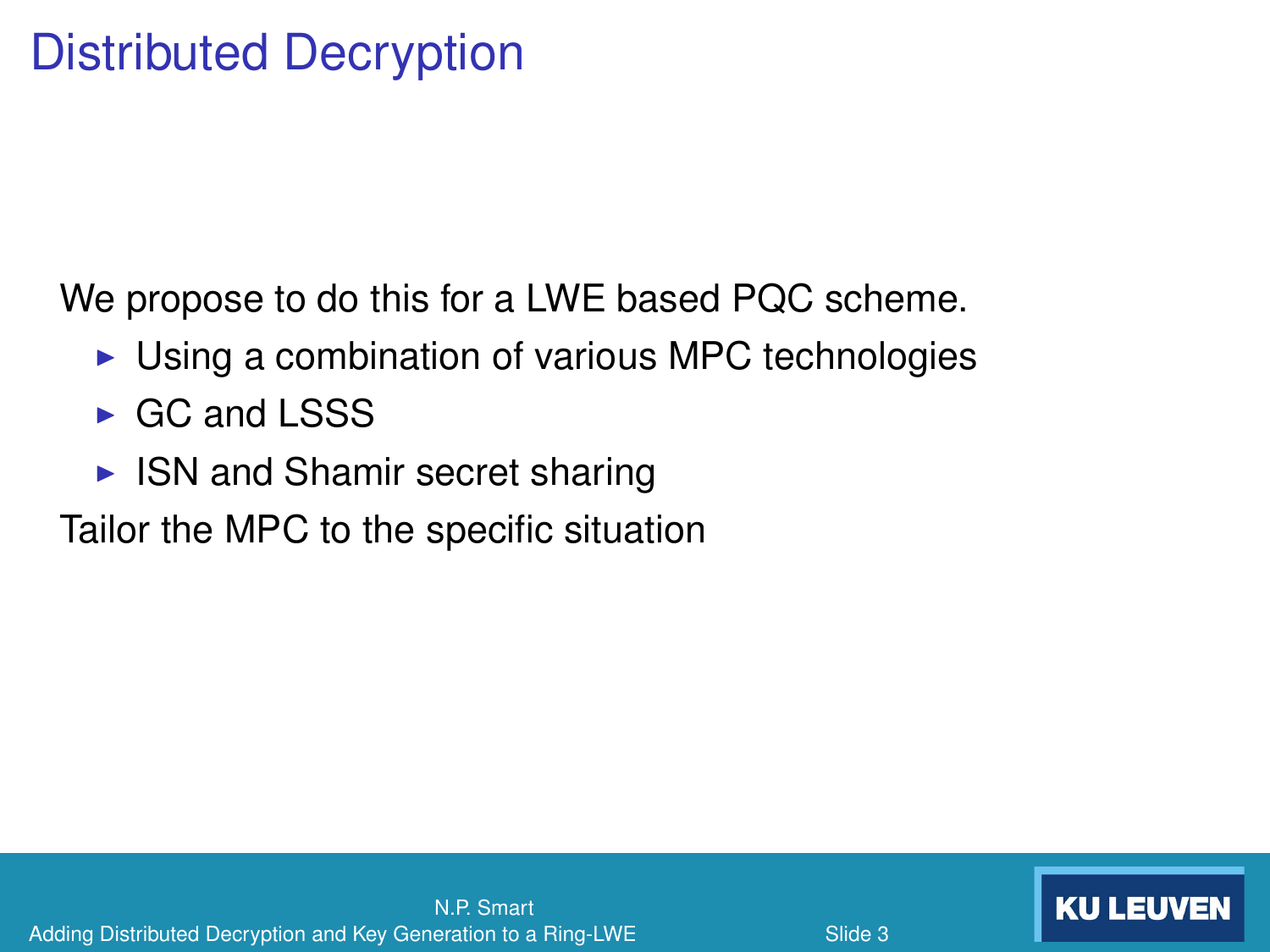# Distributed Decryption

We propose to do this for a LWE based PQC scheme.

- Using a combination of various MPC technologies
- GC and LSSS
- ISN and Shamir secret sharing

Tailor the MPC to the specific situation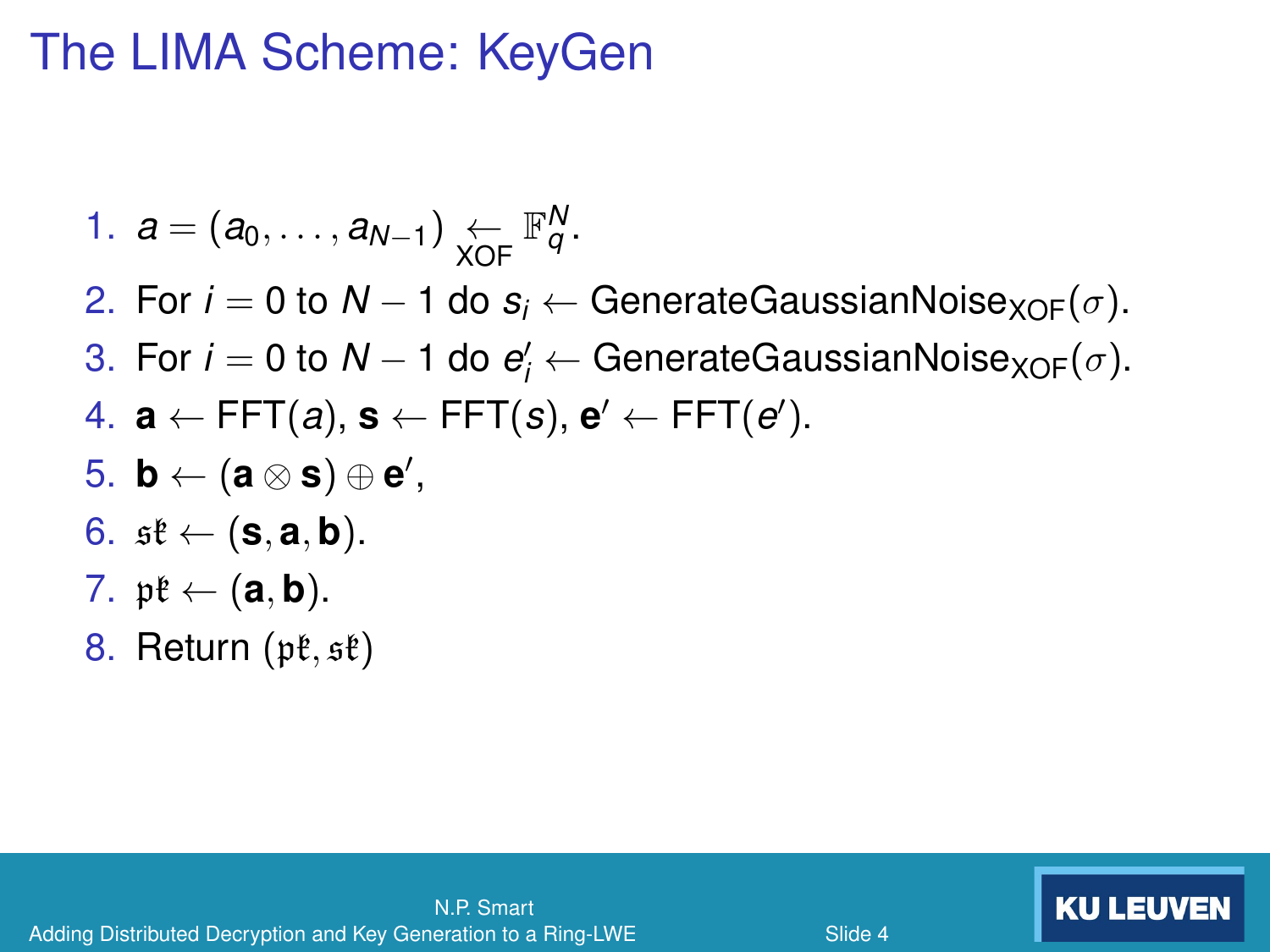# The LIMA Scheme: KeyGen

1. $a = (a_0, \ldots, a_{N-1}) \underset{\text{XOF}}{\leftarrow} \mathbb{F}_q^N$.
2. For $i = 0$ to $N-1$ do $s_i \leftarrow \text{GenerateGaussianNoise}_{\text{XOF}}(\sigma)$.
3. For $i = 0$ to $N-1$ do $e'_i \leftarrow \text{GenerateGaussianNoise}_{\text{XOF}}(\sigma)$.
4. $\mathbf{a} \leftarrow \text{FFT}(a)$, $\mathbf{s} \leftarrow \text{FFT}(s)$, $\mathbf{e}' \leftarrow \text{FFT}(e')$.
5. $\mathbf{b} \leftarrow (\mathbf{a} \otimes \mathbf{s}) \oplus \mathbf{e}'$,
6. $\mathfrak{sk} \leftarrow (\mathbf{s}, \mathbf{a}, \mathbf{b})$.
7. $\mathfrak{pk} \leftarrow (\mathbf{a}, \mathbf{b})$.
8. Return $(\mathfrak{pk}, \mathfrak{sk})$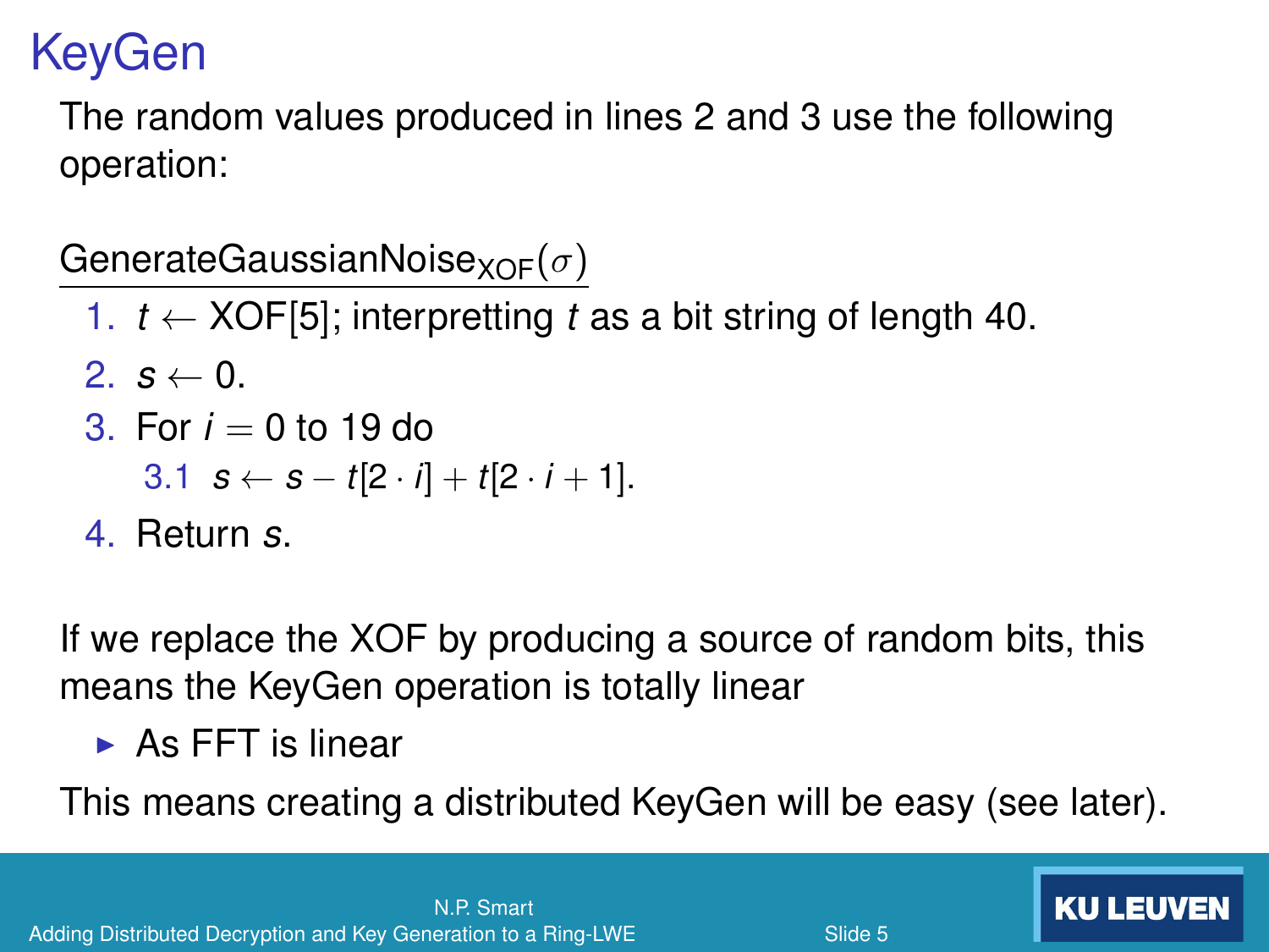# KeyGen

The random values produced in lines 2 and 3 use the following operation:

GenerateGaussianNoise$_{\text{XOF}}(\sigma)$

1. $t \leftarrow$ XOF[5]; interpretting $t$ as a bit string of length 40.
2. $s \leftarrow 0$.
3. For $i = 0$ to 19 do
   3.1 $s \leftarrow s - t[2 \cdot i] + t[2 \cdot i + 1]$.
4. Return $s$.

If we replace the XOF by producing a source of random bits, this means the KeyGen operation is totally linear

- As FFT is linear

This means creating a distributed KeyGen will be easy (see later).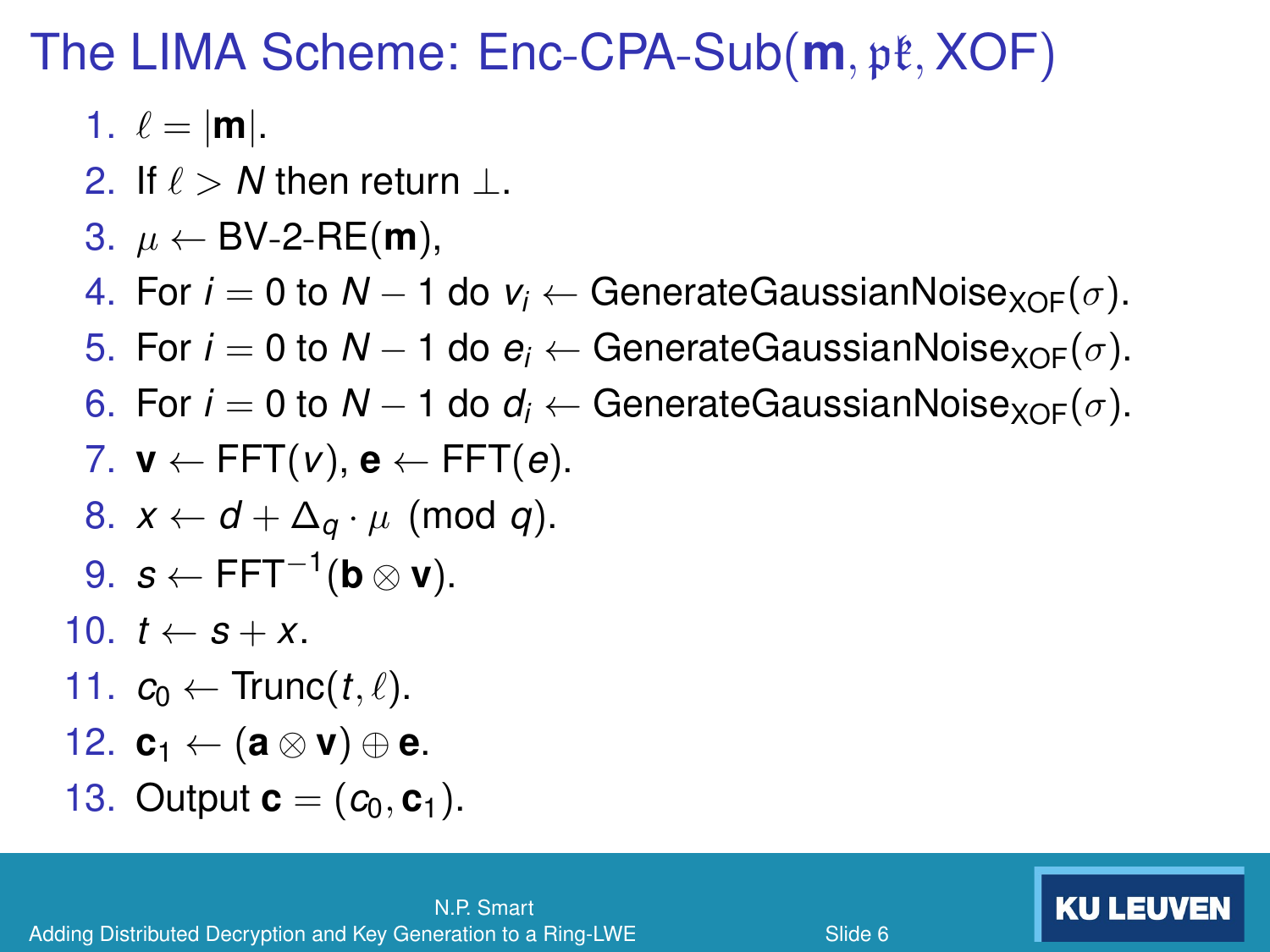# The LIMA Scheme: Enc-CPA-Sub($\mathbf{m}, \mathfrak{pk}$, XOF)

1. $\ell = |\mathbf{m}|$.
2. If $\ell > N$ then return $\perp$.
3. $\mu \leftarrow$ BV-2-RE($\mathbf{m}$),
4. For $i = 0$ to $N - 1$ do $v_i \leftarrow \text{GenerateGaussianNoise}_{\text{XOF}}(\sigma)$.
5. For $i = 0$ to $N - 1$ do $e_i \leftarrow \text{GenerateGaussianNoise}_{\text{XOF}}(\sigma)$.
6. For $i = 0$ to $N - 1$ do $d_i \leftarrow \text{GenerateGaussianNoise}_{\text{XOF}}(\sigma)$.
7. $\mathbf{v} \leftarrow \text{FFT}(v)$, $\mathbf{e} \leftarrow \text{FFT}(e)$.
8. $x \leftarrow d + \Delta_q \cdot \mu \pmod q$.
9. $s \leftarrow \text{FFT}^{-1}(\mathbf{b} \otimes \mathbf{v})$.
10. $t \leftarrow s + x$.
11. $c_0 \leftarrow \text{Trunc}(t, \ell)$.
12. $\mathbf{c}_1 \leftarrow (\mathbf{a} \otimes \mathbf{v}) \oplus \mathbf{e}$.
13. Output $\mathbf{c} = (c_0, \mathbf{c}_1)$.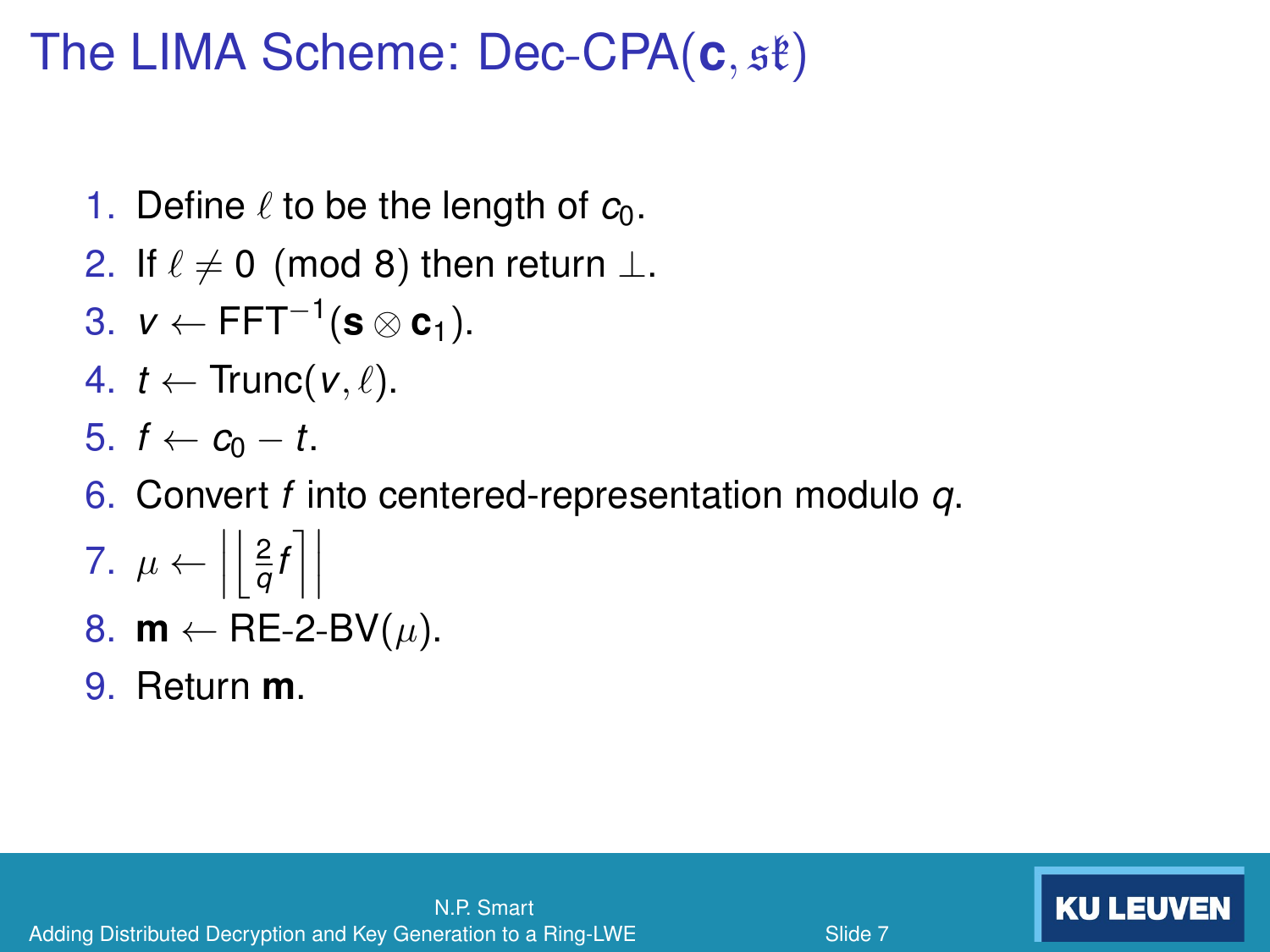# The LIMA Scheme: Dec-CPA($\mathbf{c}, \mathfrak{sk}$)

1. Define $\ell$ to be the length of $c_0$.
2. If $\ell \neq 0 \pmod 8$ then return $\perp$.
3. $v \leftarrow \mathsf{FFT}^{-1}(\mathbf{s} \otimes \mathbf{c}_1)$.
4. $t \leftarrow \mathsf{Trunc}(v, \ell)$.
5. $f \leftarrow c_0 - t$.
6. Convert $f$ into centered-representation modulo $q$.
7. $\mu \leftarrow \left| \left\lfloor \frac{2}{q} f \right\rceil \right|$
8. $\mathbf{m} \leftarrow \text{RE-2-BV}(\mu)$.
9. Return $\mathbf{m}$.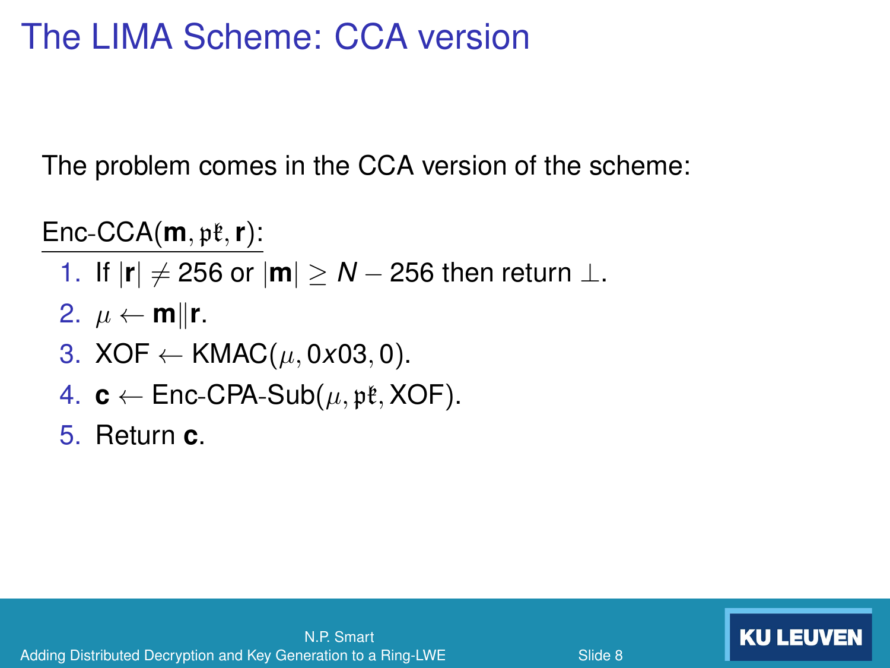# The LIMA Scheme: CCA version

The problem comes in the CCA version of the scheme:

Enc-CCA($\mathbf{m}, \mathfrak{pk}, \mathbf{r}$):

1. If $|\mathbf{r}| \neq 256$ or $|\mathbf{m}| \geq N - 256$ then return $\perp$.
2. $\mu \leftarrow \mathbf{m} \| \mathbf{r}$.
3. XOF $\leftarrow$ KMAC($\mu, 0x03, 0$).
4. $\mathbf{c} \leftarrow$ Enc-CPA-Sub($\mu, \mathfrak{pk}$, XOF).
5. Return $\mathbf{c}$.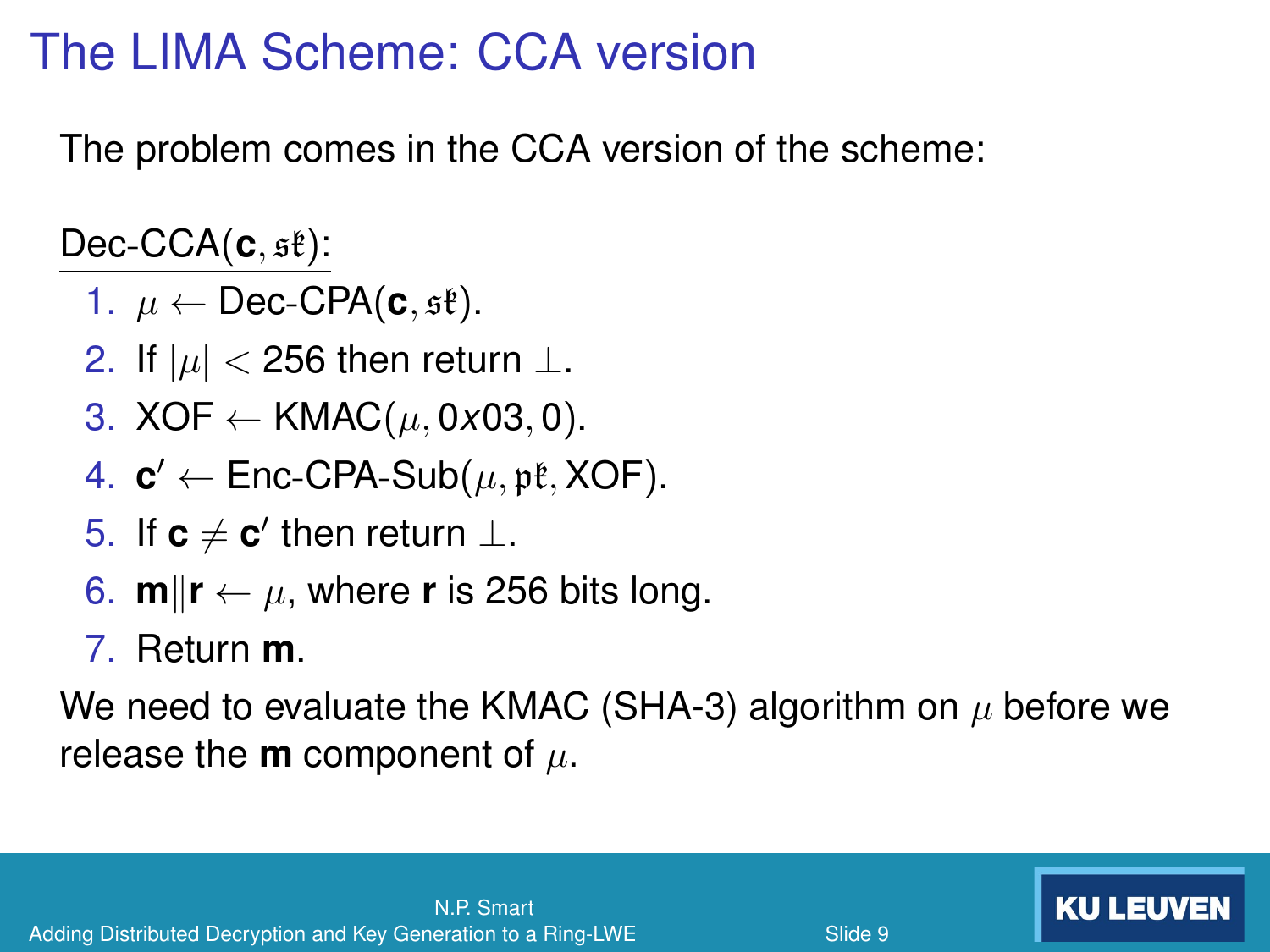# The LIMA Scheme: CCA version

The problem comes in the CCA version of the scheme:

Dec-CCA($\mathbf{c}, \mathfrak{sk}$):

1. $\mu \leftarrow$ Dec-CPA($\mathbf{c}, \mathfrak{sk}$).
2. If $|\mu| < 256$ then return $\perp$.
3. XOF $\leftarrow$ KMAC($\mu, 0x03, 0$).
4. $\mathbf{c}' \leftarrow$ Enc-CPA-Sub($\mu, \mathfrak{pk}$, XOF).
5. If $\mathbf{c} \neq \mathbf{c}'$ then return $\perp$.
6. $\mathbf{m} \| \mathbf{r} \leftarrow \mu$, where $\mathbf{r}$ is 256 bits long.
7. Return $\mathbf{m}$.

We need to evaluate the KMAC (SHA-3) algorithm on $\mu$ before we release the $\mathbf{m}$ component of $\mu$.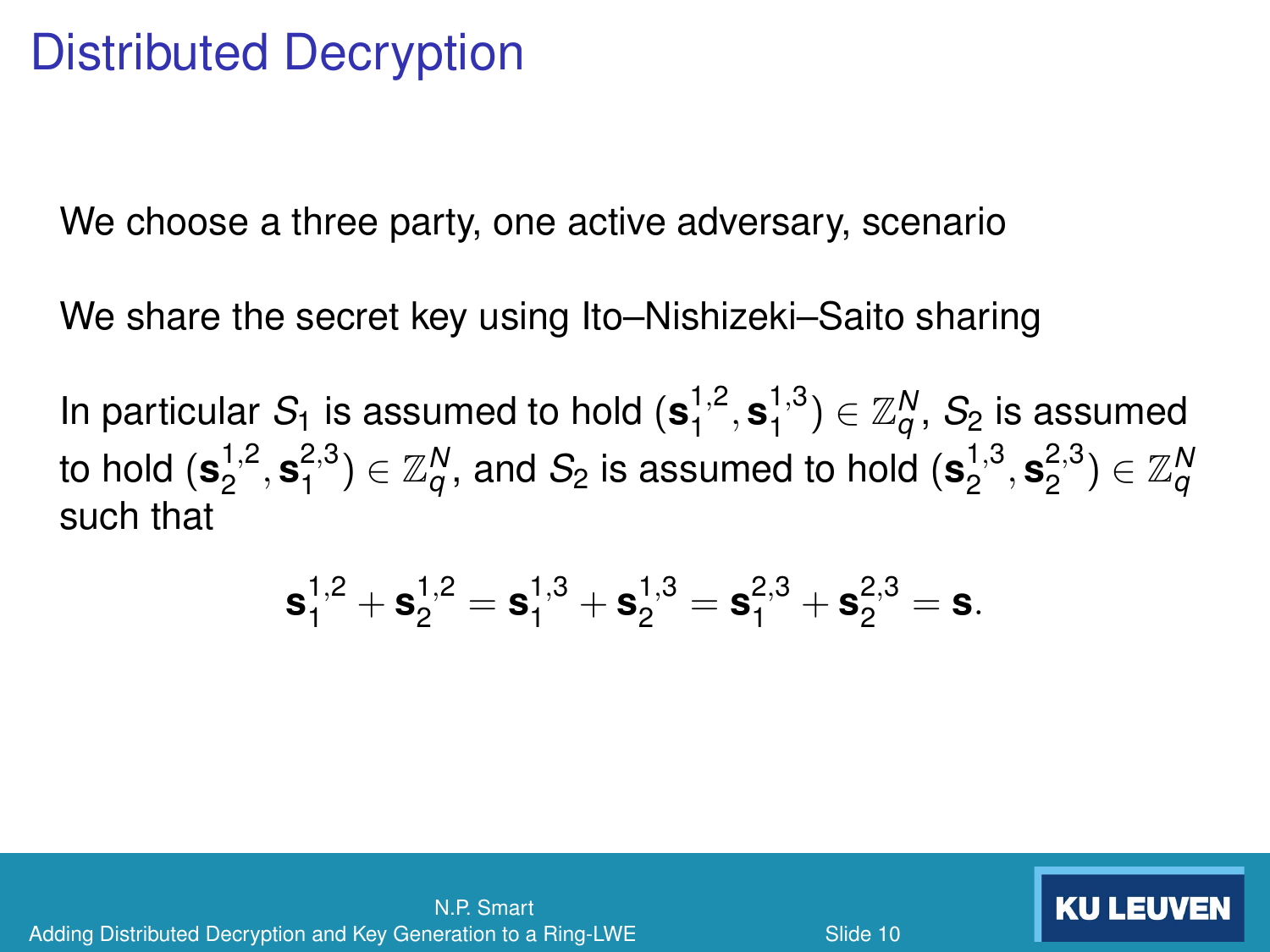# Distributed Decryption

We choose a three party, one active adversary, scenario

We share the secret key using Ito–Nishizeki–Saito sharing

In particular $S_1$ is assumed to hold $(\mathbf{s}_1^{1,2}, \mathbf{s}_1^{1,3}) \in \mathbb{Z}_q^N$, $S_2$ is assumed to hold $(\mathbf{s}_2^{1,2}, \mathbf{s}_1^{2,3}) \in \mathbb{Z}_q^N$, and $S_2$ is assumed to hold $(\mathbf{s}_2^{1,3}, \mathbf{s}_2^{2,3}) \in \mathbb{Z}_q^N$ such that

$$\mathbf{s}_1^{1,2} + \mathbf{s}_2^{1,2} = \mathbf{s}_1^{1,3} + \mathbf{s}_2^{1,3} = \mathbf{s}_1^{2,3} + \mathbf{s}_2^{2,3} = \mathbf{s}.$$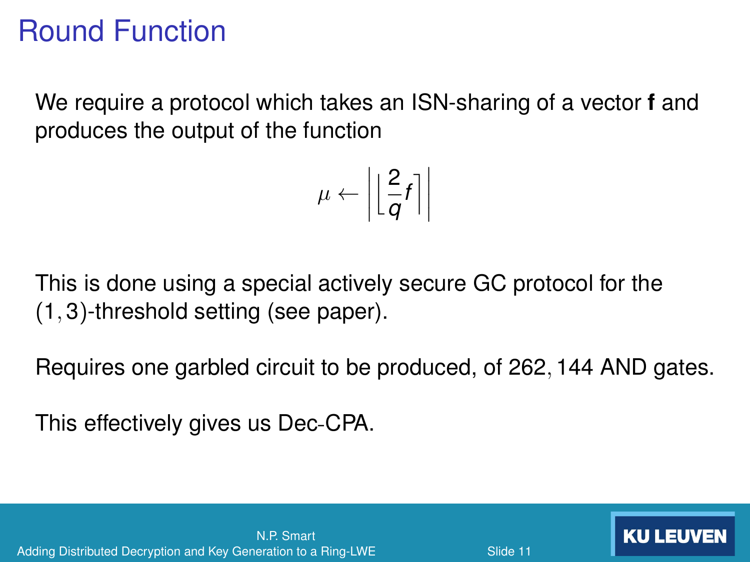# Round Function

We require a protocol which takes an ISN-sharing of a vector **f** and produces the output of the function

$$\mu \leftarrow \left| \left\lfloor \frac{2}{q} f \right\rceil \right|$$

This is done using a special actively secure GC protocol for the $(1, 3)$-threshold setting (see paper).

Requires one garbled circuit to be produced, of $262,144$ AND gates.

This effectively gives us Dec-CPA.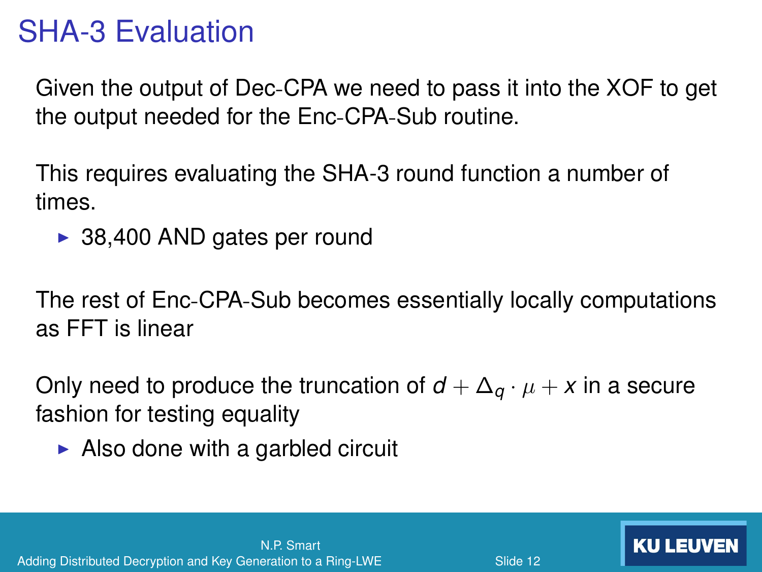# SHA-3 Evaluation

Given the output of Dec-CPA we need to pass it into the XOF to get the output needed for the Enc-CPA-Sub routine.

This requires evaluating the SHA-3 round function a number of times.

- 38,400 AND gates per round

The rest of Enc-CPA-Sub becomes essentially locally computations as FFT is linear

Only need to produce the truncation of $d + \Delta_q \cdot \mu + x$ in a secure fashion for testing equality

- Also done with a garbled circuit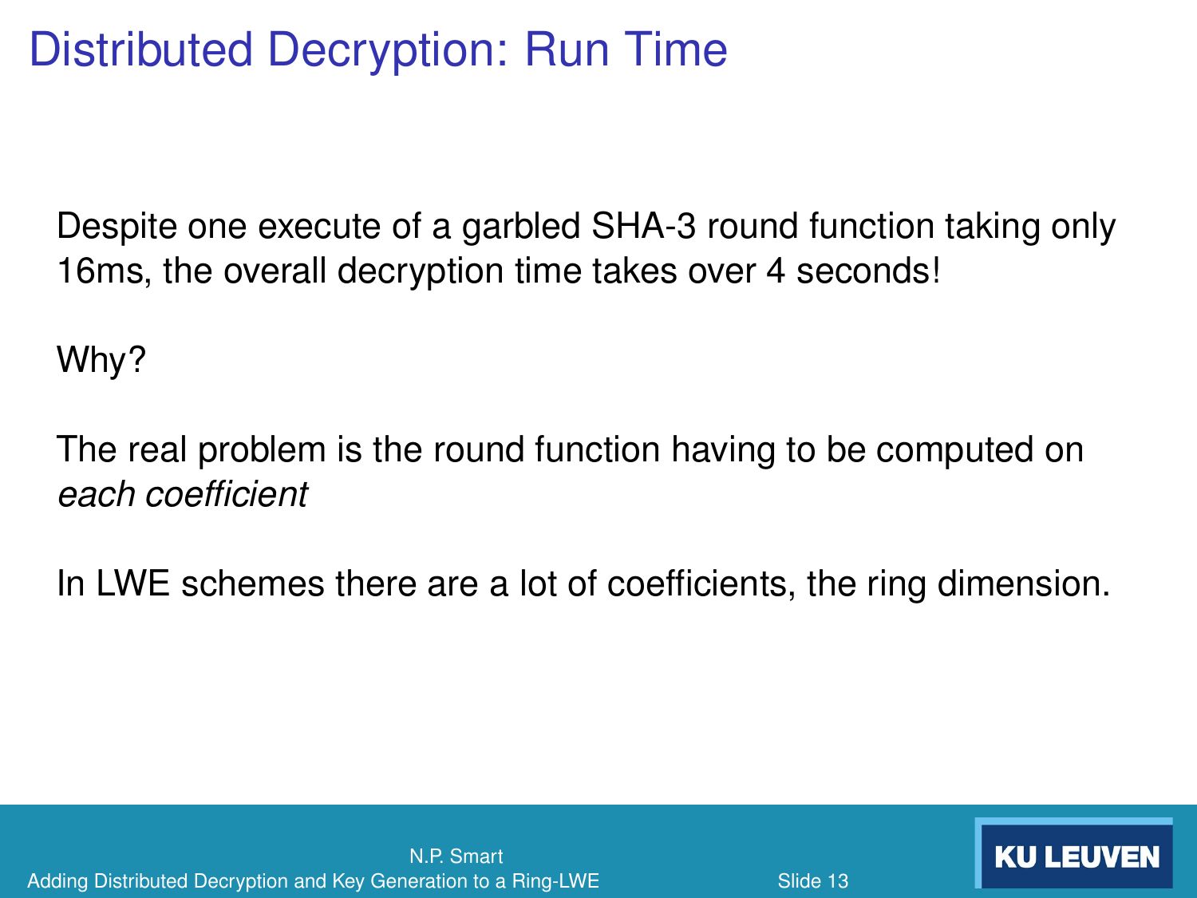# Distributed Decryption: Run Time

Despite one execute of a garbled SHA-3 round function taking only 16ms, the overall decryption time takes over 4 seconds!

Why?

The real problem is the round function having to be computed on *each coefficient*

In LWE schemes there are a lot of coefficients, the ring dimension.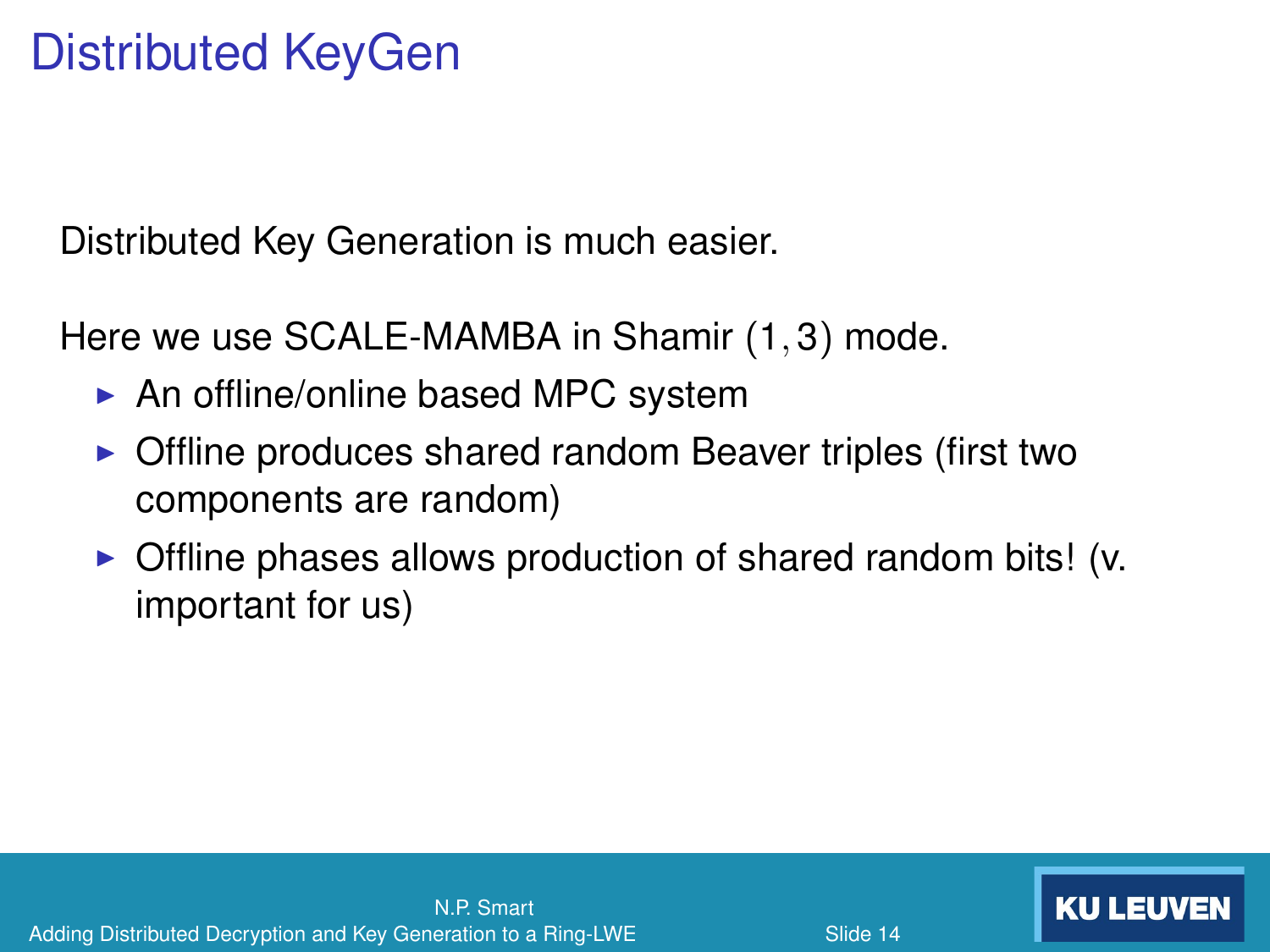# Distributed KeyGen

Distributed Key Generation is much easier.

Here we use SCALE-MAMBA in Shamir $(1, 3)$ mode.

- An offline/online based MPC system
- Offline produces shared random Beaver triples (first two components are random)
- Offline phases allows production of shared random bits! (v. important for us)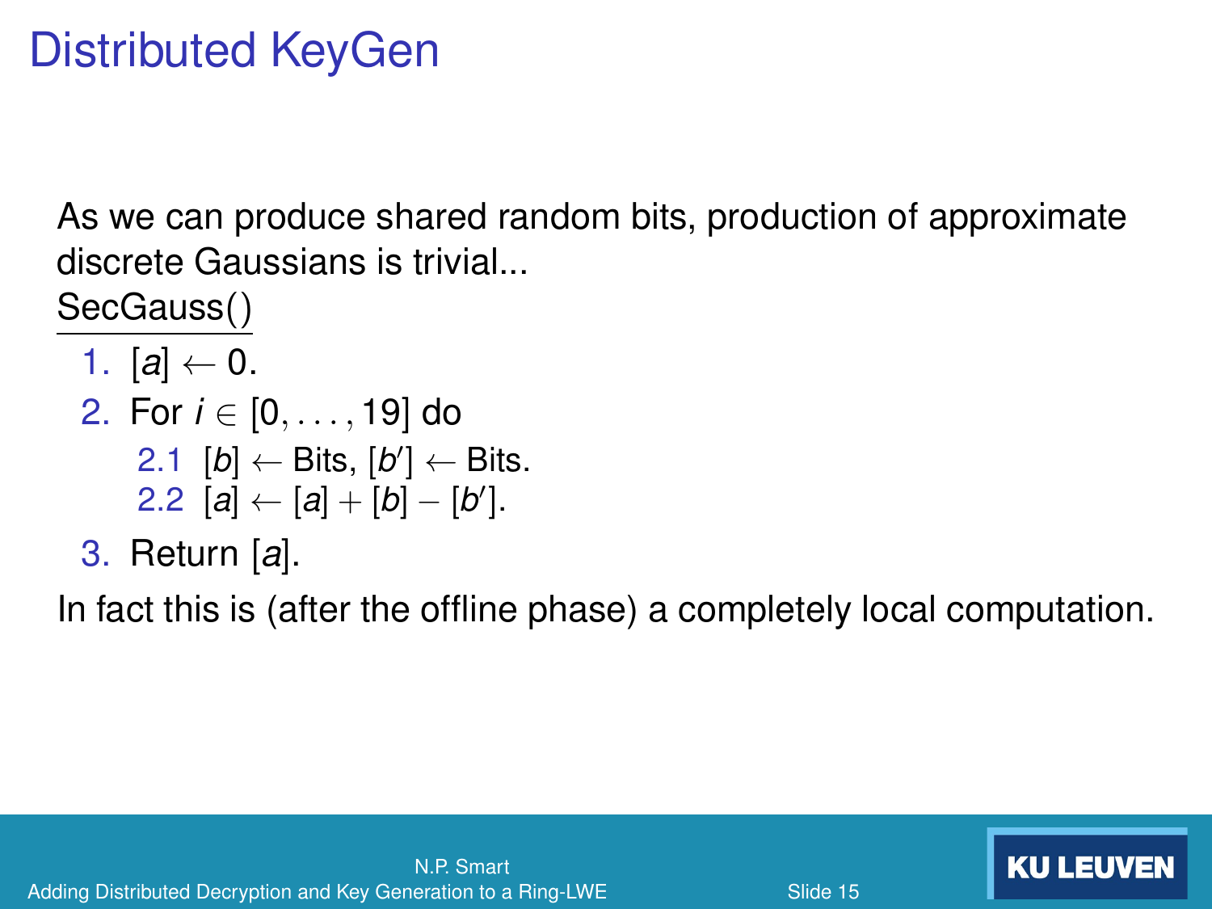# Distributed KeyGen

As we can produce shared random bits, production of approximate discrete Gaussians is trivial...

<u>SecGauss()</u>

1. $[a] \leftarrow 0$.
2. For $i \in [0, \ldots, 19]$ do
   - 2.1 $[b] \leftarrow \text{Bits}$, $[b'] \leftarrow \text{Bits}$.
   - 2.2 $[a] \leftarrow [a] + [b] - [b']$.
3. Return $[a]$.

In fact this is (after the offline phase) a completely local computation.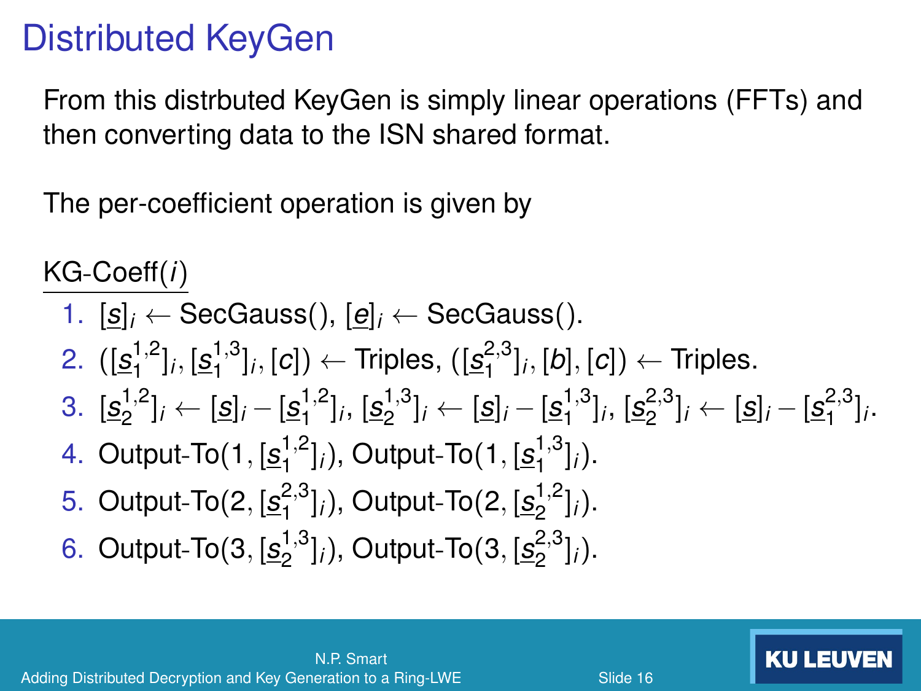# Distributed KeyGen

From this distrbuted KeyGen is simply linear operations (FFTs) and then converting data to the ISN shared format.

The per-coefficient operation is given by

KG-Coeff($i$)

1. $[\underline{s}]_i \leftarrow \text{SecGauss}()$, $[\underline{e}]_i \leftarrow \text{SecGauss}()$.
2. $([\underline{s}_1^{1,2}]_i, [\underline{s}_1^{1,3}]_i, [c]) \leftarrow \text{Triples}$, $([\underline{s}_1^{2,3}]_i, [b], [c]) \leftarrow \text{Triples}$.
3. $[\underline{s}_2^{1,2}]_i \leftarrow [\underline{s}]_i - [\underline{s}_1^{1,2}]_i$, $[\underline{s}_2^{1,3}]_i \leftarrow [\underline{s}]_i - [\underline{s}_1^{1,3}]_i$, $[\underline{s}_2^{2,3}]_i \leftarrow [\underline{s}]_i - [\underline{s}_1^{2,3}]_i$.
4. $\text{Output-To}(1, [\underline{s}_1^{1,2}]_i)$, $\text{Output-To}(1, [\underline{s}_1^{1,3}]_i)$.
5. $\text{Output-To}(2, [\underline{s}_1^{2,3}]_i)$, $\text{Output-To}(2, [\underline{s}_2^{1,2}]_i)$.
6. $\text{Output-To}(3, [\underline{s}_2^{1,3}]_i)$, $\text{Output-To}(3, [\underline{s}_2^{2,3}]_i)$.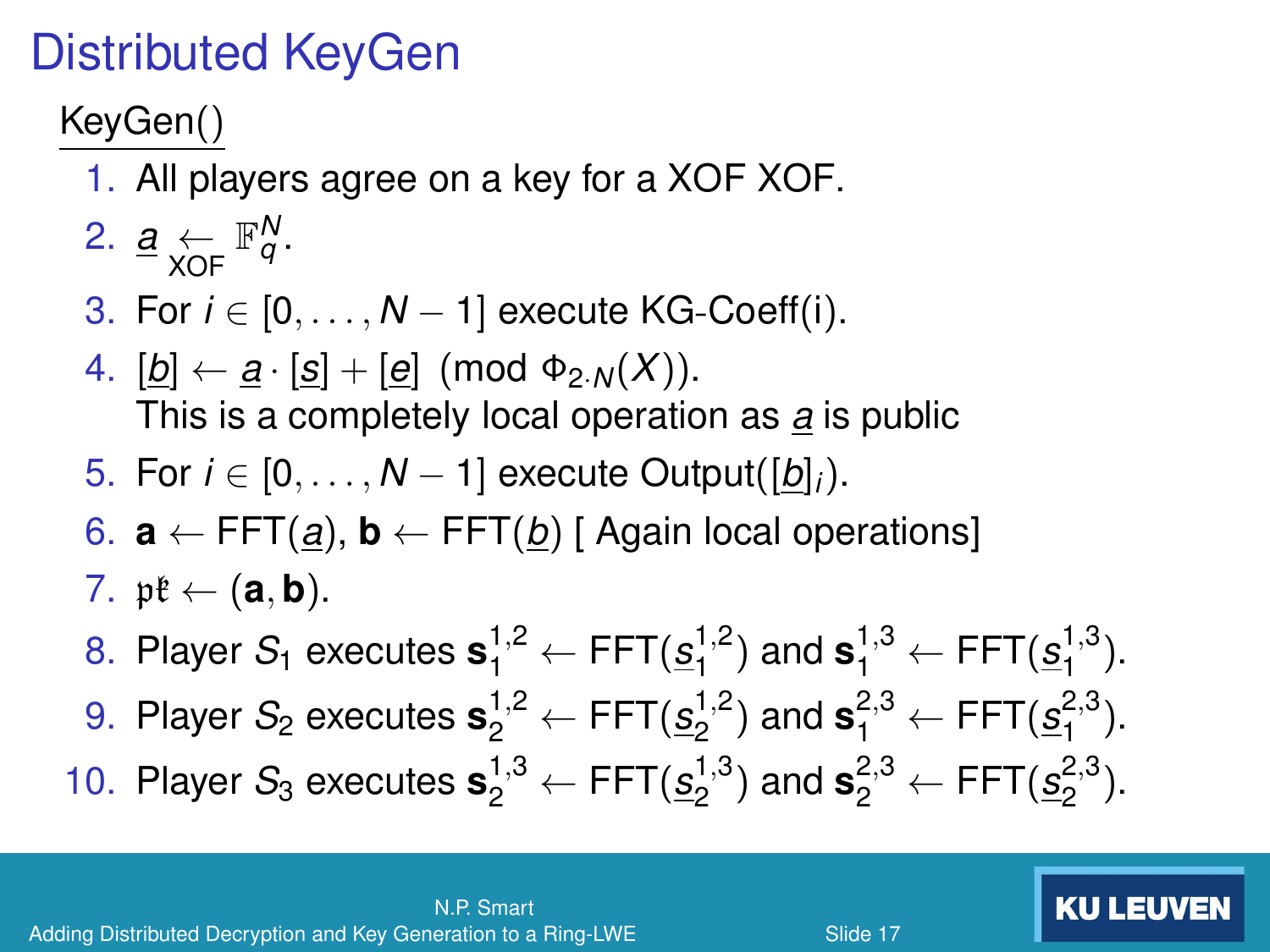# Distributed KeyGen

KeyGen()

1. All players agree on a key for a XOF XOF.
2. $\underline{a} \underset{\text{XOF}}{\leftarrow} \mathbb{F}_q^N$.
3. For $i \in [0, \ldots, N-1]$ execute KG-Coeff(i).
4. $[\underline{b}] \leftarrow \underline{a} \cdot [\underline{s}] + [\underline{e}] \pmod{\Phi_{2 \cdot N}(X)}$.
   This is a completely local operation as $\underline{a}$ is public
5. For $i \in [0, \ldots, N-1]$ execute Output($[\underline{b}]_i$).
6. $\mathbf{a} \leftarrow \text{FFT}(\underline{a})$, $\mathbf{b} \leftarrow \text{FFT}(\underline{b})$ [ Again local operations]
7. $\mathfrak{pk} \leftarrow (\mathbf{a}, \mathbf{b})$.
8. Player $S_1$ executes $\mathbf{s}_1^{1,2} \leftarrow \text{FFT}(\underline{s}_1^{1,2})$ and $\mathbf{s}_1^{1,3} \leftarrow \text{FFT}(\underline{s}_1^{1,3})$.
9. Player $S_2$ executes $\mathbf{s}_2^{1,2} \leftarrow \text{FFT}(\underline{s}_2^{1,2})$ and $\mathbf{s}_1^{2,3} \leftarrow \text{FFT}(\underline{s}_1^{2,3})$.
10. Player $S_3$ executes $\mathbf{s}_2^{1,3} \leftarrow \text{FFT}(\underline{s}_2^{1,3})$ and $\mathbf{s}_2^{2,3} \leftarrow \text{FFT}(\underline{s}_2^{2,3})$.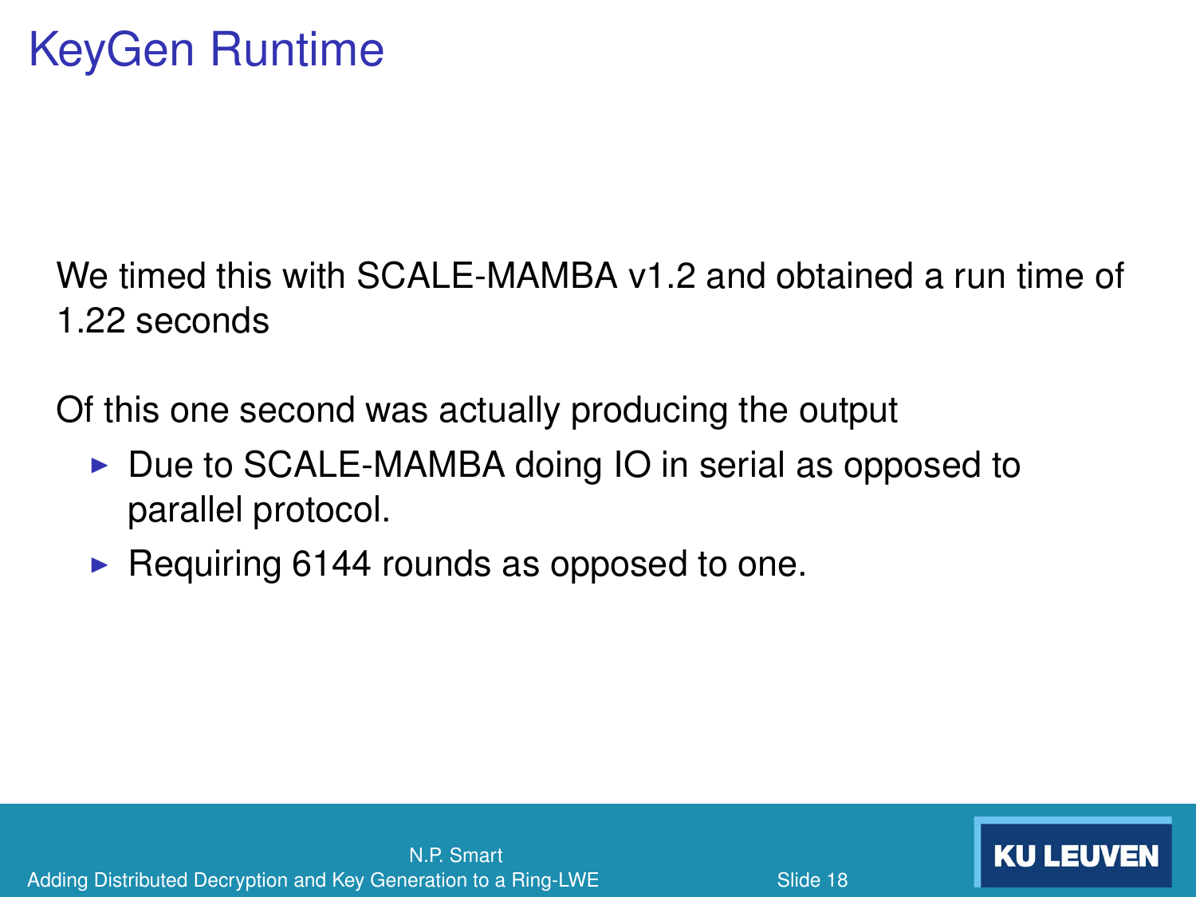# KeyGen Runtime

We timed this with SCALE-MAMBA v1.2 and obtained a run time of 1.22 seconds

Of this one second was actually producing the output

- Due to SCALE-MAMBA doing IO in serial as opposed to parallel protocol.
- Requiring 6144 rounds as opposed to one.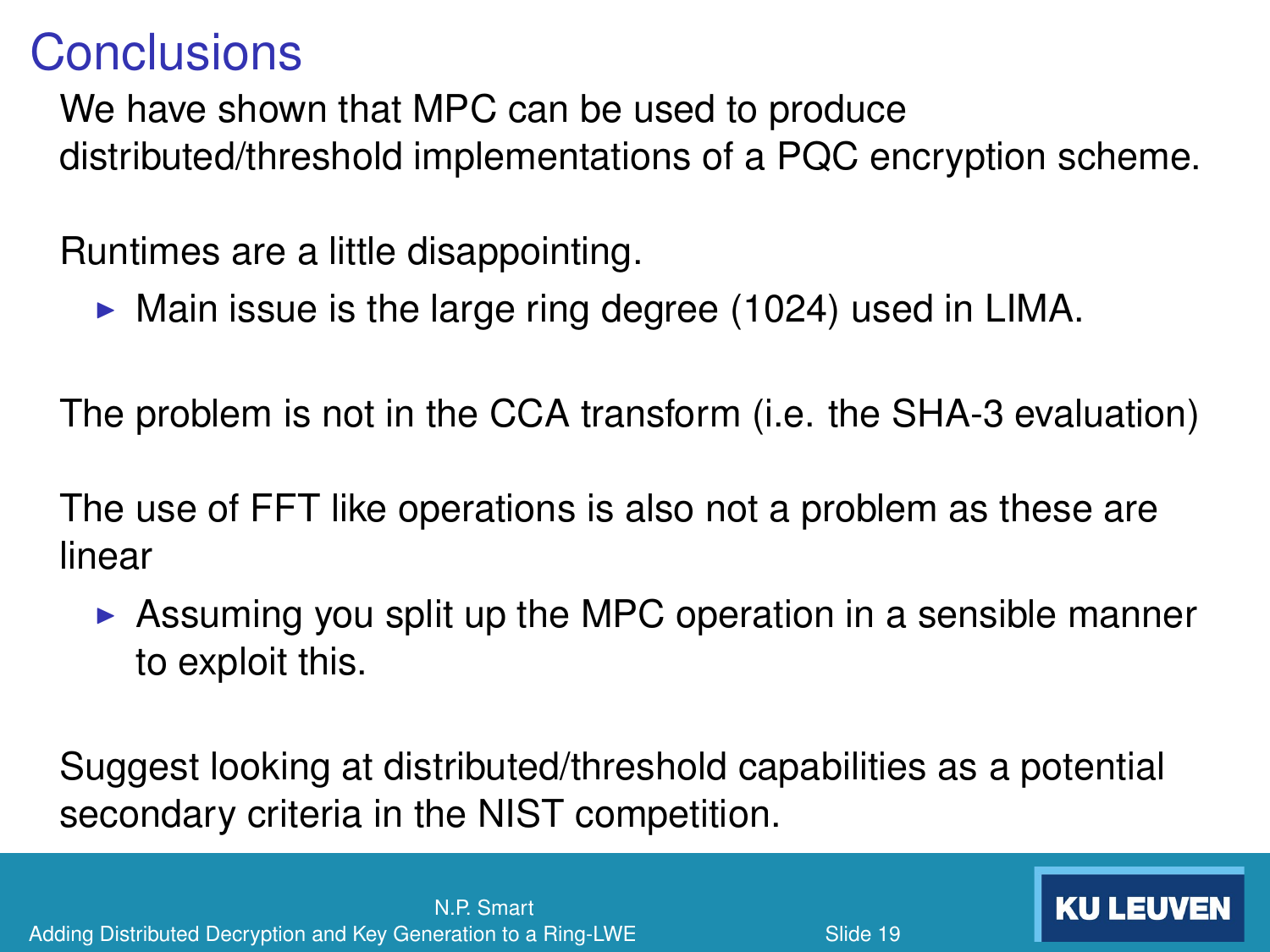# Conclusions

We have shown that MPC can be used to produce distributed/threshold implementations of a PQC encryption scheme.

Runtimes are a little disappointing.

- Main issue is the large ring degree (1024) used in LIMA.

The problem is not in the CCA transform (i.e. the SHA-3 evaluation)

The use of FFT like operations is also not a problem as these are linear

- Assuming you split up the MPC operation in a sensible manner to exploit this.

Suggest looking at distributed/threshold capabilities as a potential secondary criteria in the NIST competition.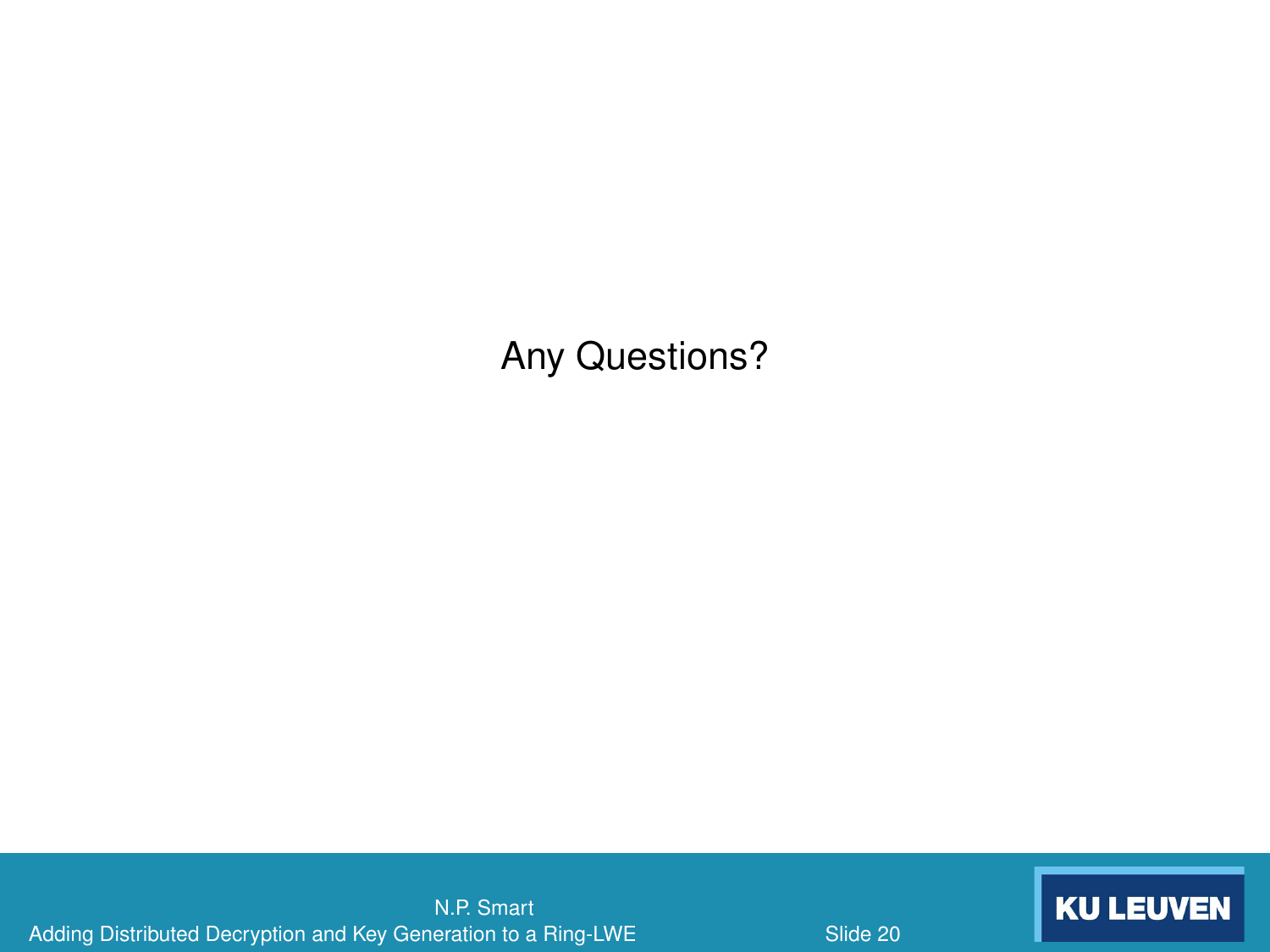Any Questions?